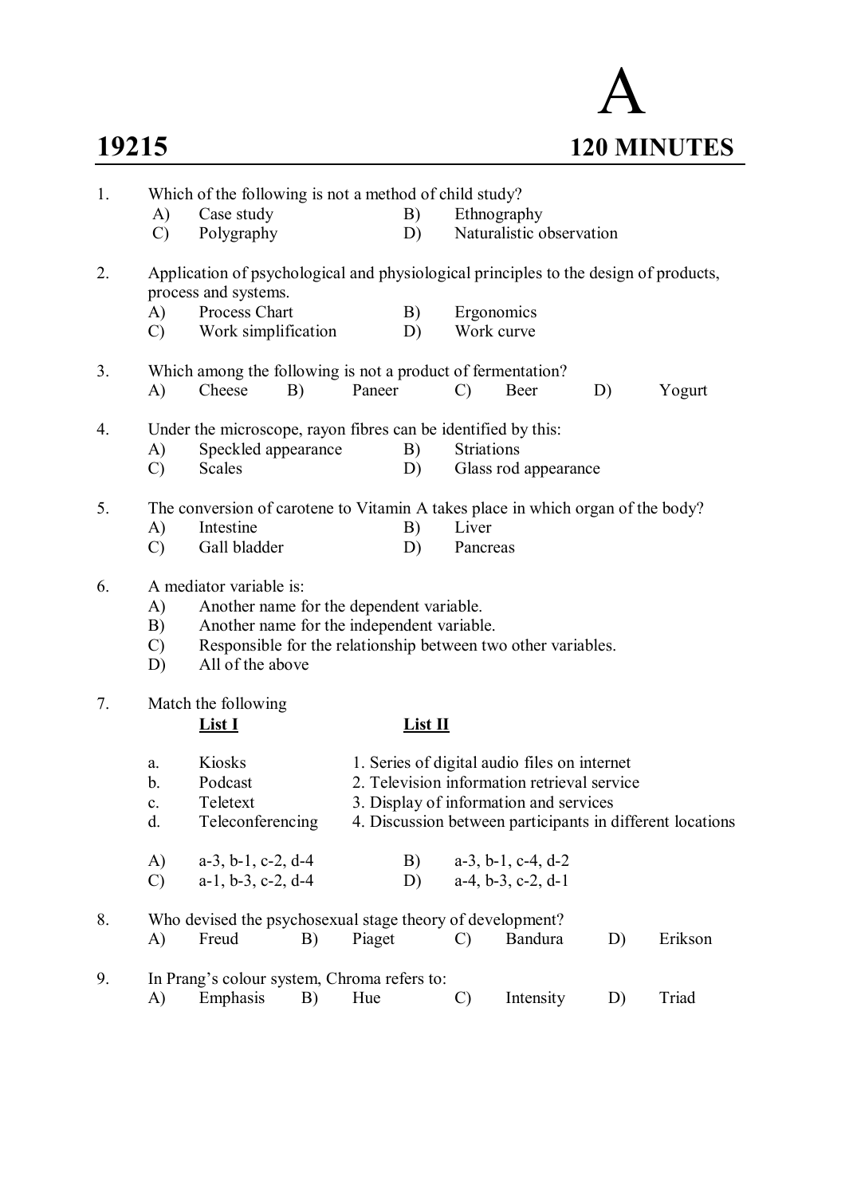# A

## 19215 — 120 MINUTES

1. Which of the following is not a method of child study?
   - A) Case study
   - B) Ethnography
   - C) Polygraphy
   - D) Naturalistic observation

2. Application of psychological and physiological principles to the design of products, process and systems.
   - A) Process Chart
   - B) Ergonomics
   - C) Work simplification
   - D) Work curve

3. Which among the following is not a product of fermentation?
   - A) Cheese
   - B) Paneer
   - C) Beer
   - D) Yogurt

4. Under the microscope, rayon fibres can be identified by this:
   - A) Speckled appearance
   - B) Striations
   - C) Scales
   - D) Glass rod appearance

5. The conversion of carotene to Vitamin A takes place in which organ of the body?
   - A) Intestine
   - B) Liver
   - C) Gall bladder
   - D) Pancreas

6. A mediator variable is:
   - A) Another name for the dependent variable.
   - B) Another name for the independent variable.
   - C) Responsible for the relationship between two other variables.
   - D) All of the above

7. Match the following

| | List I | List II |
|---|---|---|
| a. | Kiosks | 1. Series of digital audio files on internet |
| b. | Podcast | 2. Television information retrieval service |
| c. | Teletext | 3. Display of information and services |
| d. | Teleconferencing | 4. Discussion between participants in different locations |

   - A) a-3, b-1, c-2, d-4
   - B) a-3, b-1, c-4, d-2
   - C) a-1, b-3, c-2, d-4
   - D) a-4, b-3, c-2, d-1

8. Who devised the psychosexual stage theory of development?
   - A) Freud
   - B) Piaget
   - C) Bandura
   - D) Erikson

9. In Prang's colour system, Chroma refers to:
   - A) Emphasis
   - B) Hue
   - C) Intensity
   - D) Triad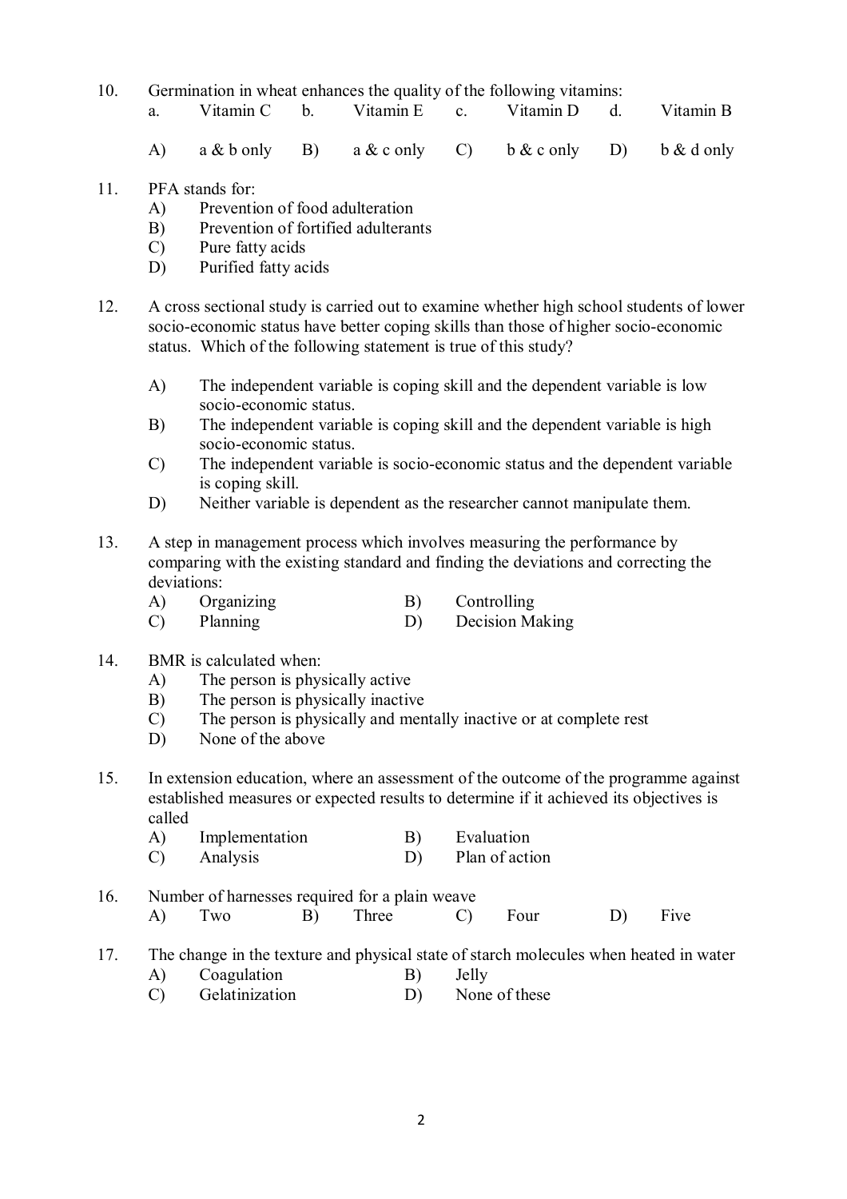10. Germination in wheat enhances the quality of the following vitamins:

    a. Vitamin C  b. Vitamin E  c. Vitamin D  d. Vitamin B

    A) a & b only  B) a & c only  C) b & c only  D) b & d only

11. PFA stands for:
    - A) Prevention of food adulteration
    - B) Prevention of fortified adulterants
    - C) Pure fatty acids
    - D) Purified fatty acids

12. A cross sectional study is carried out to examine whether high school students of lower socio-economic status have better coping skills than those of higher socio-economic status. Which of the following statement is true of this study?

    - A) The independent variable is coping skill and the dependent variable is low socio-economic status.
    - B) The independent variable is coping skill and the dependent variable is high socio-economic status.
    - C) The independent variable is socio-economic status and the dependent variable is coping skill.
    - D) Neither variable is dependent as the researcher cannot manipulate them.

13. A step in management process which involves measuring the performance by comparing with the existing standard and finding the deviations and correcting the deviations:
    - A) Organizing  B) Controlling
    - C) Planning  D) Decision Making

14. BMR is calculated when:
    - A) The person is physically active
    - B) The person is physically inactive
    - C) The person is physically and mentally inactive or at complete rest
    - D) None of the above

15. In extension education, where an assessment of the outcome of the programme against established measures or expected results to determine if it achieved its objectives is called
    - A) Implementation  B) Evaluation
    - C) Analysis  D) Plan of action

16. Number of harnesses required for a plain weave

    A) Two  B) Three  C) Four  D) Five

17. The change in the texture and physical state of starch molecules when heated in water
    - A) Coagulation  B) Jelly
    - C) Gelatinization  D) None of these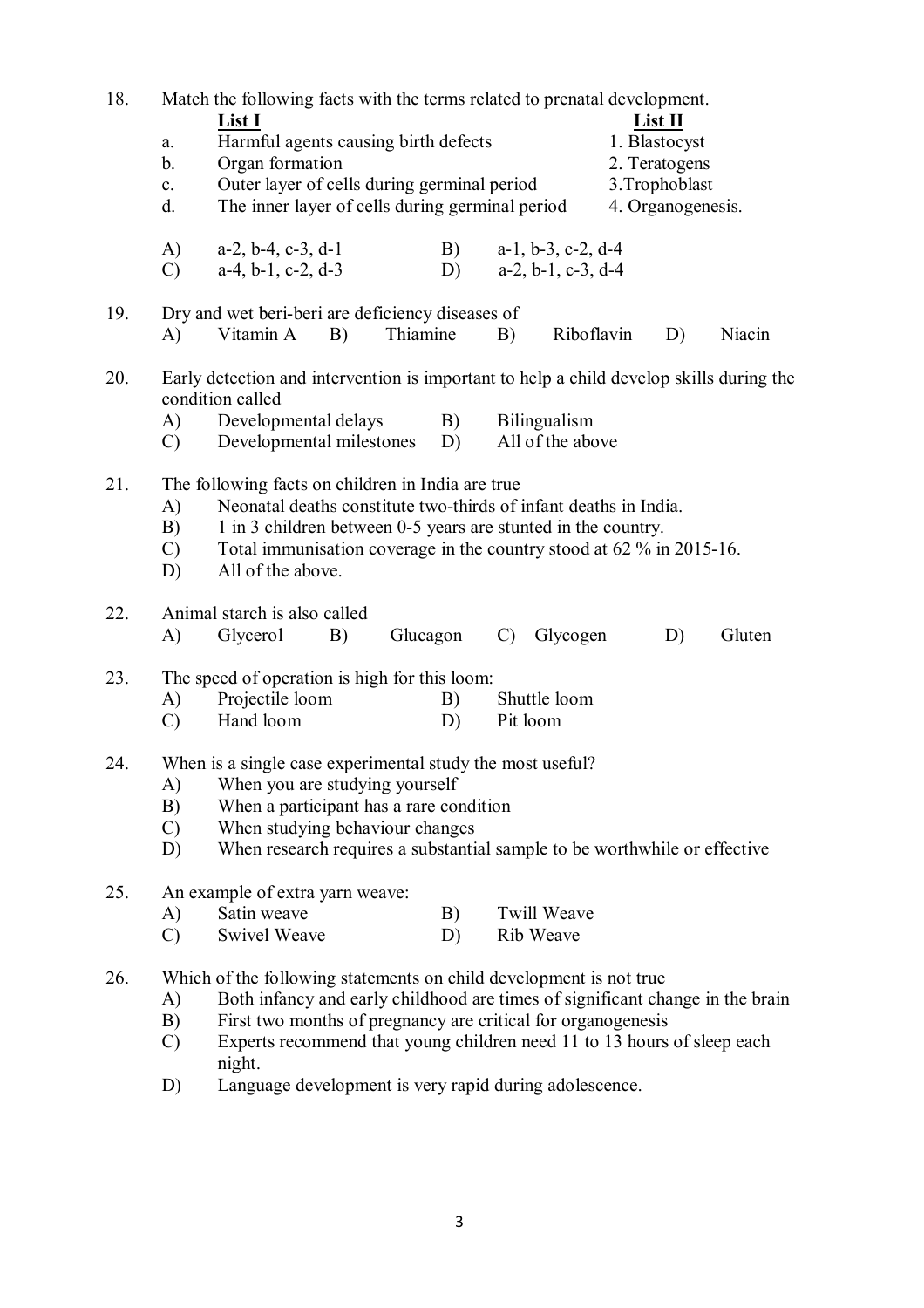18. Match the following facts with the terms related to prenatal development.

| | List I | List II |
|---|---|---|
| a. | Harmful agents causing birth defects | 1. Blastocyst |
| b. | Organ formation | 2. Teratogens |
| c. | Outer layer of cells during germinal period | 3.Trophoblast |
| d. | The inner layer of cells during germinal period | 4. Organogenesis. |

A) a-2, b-4, c-3, d-1 B) a-1, b-3, c-2, d-4
C) a-4, b-1, c-2, d-3 D) a-2, b-1, c-3, d-4

19. Dry and wet beri-beri are deficiency diseases of
A) Vitamin A B) Thiamine B) Riboflavin D) Niacin

20. Early detection and intervention is important to help a child develop skills during the condition called
A) Developmental delays B) Bilingualism
C) Developmental milestones D) All of the above

21. The following facts on children in India are true
A) Neonatal deaths constitute two-thirds of infant deaths in India.
B) 1 in 3 children between 0-5 years are stunted in the country.
C) Total immunisation coverage in the country stood at 62 % in 2015-16.
D) All of the above.

22. Animal starch is also called
A) Glycerol B) Glucagon C) Glycogen D) Gluten

23. The speed of operation is high for this loom:
A) Projectile loom B) Shuttle loom
C) Hand loom D) Pit loom

24. When is a single case experimental study the most useful?
A) When you are studying yourself
B) When a participant has a rare condition
C) When studying behaviour changes
D) When research requires a substantial sample to be worthwhile or effective

25. An example of extra yarn weave:
A) Satin weave B) Twill Weave
C) Swivel Weave D) Rib Weave

26. Which of the following statements on child development is not true
A) Both infancy and early childhood are times of significant change in the brain
B) First two months of pregnancy are critical for organogenesis
C) Experts recommend that young children need 11 to 13 hours of sleep each night.
D) Language development is very rapid during adolescence.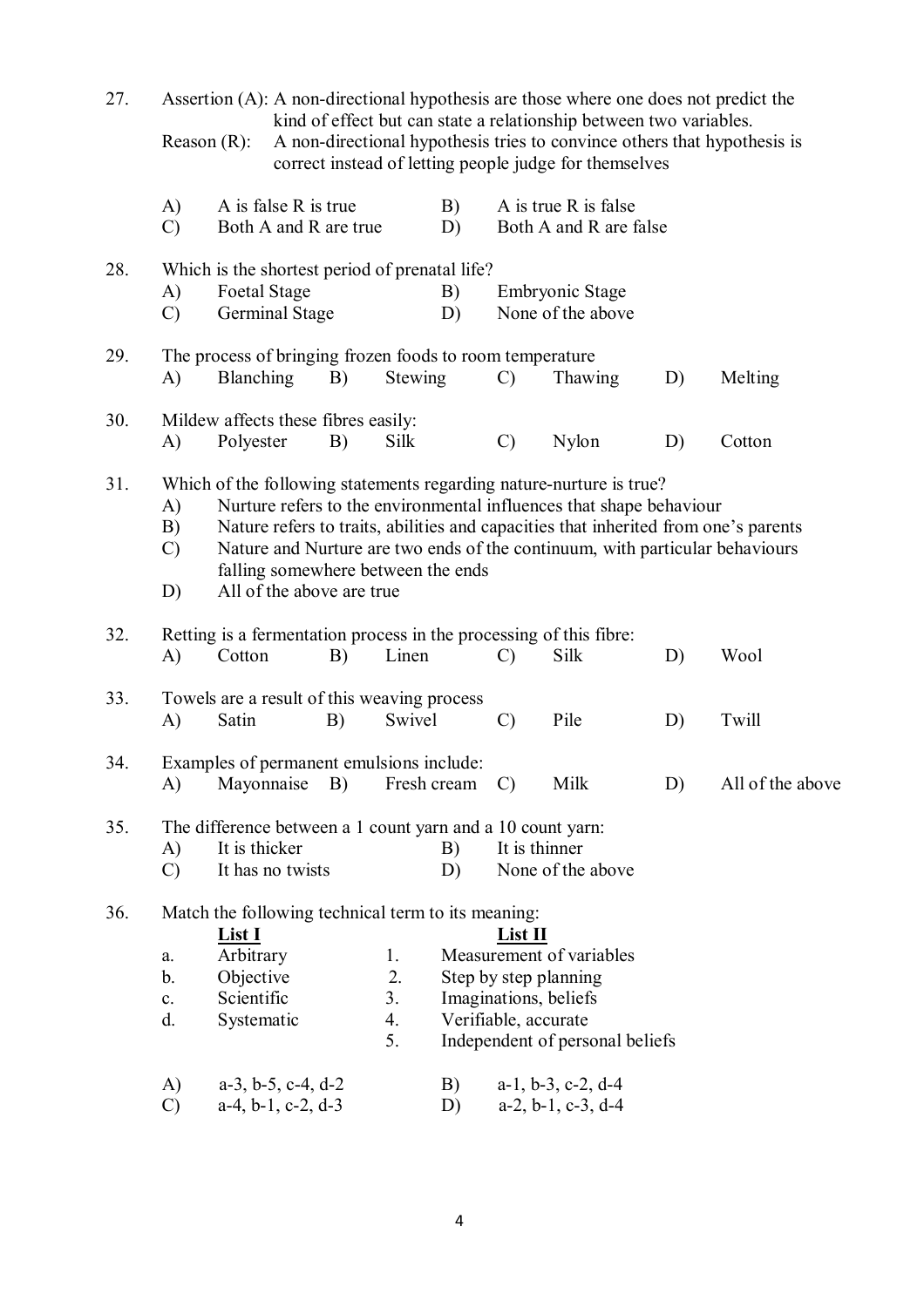27. Assertion (A): A non-directional hypothesis are those where one does not predict the kind of effect but can state a relationship between two variables.
    Reason (R): A non-directional hypothesis tries to convince others that hypothesis is correct instead of letting people judge for themselves

    A) A is false R is true
    B) A is true R is false
    C) Both A and R are true
    D) Both A and R are false

28. Which is the shortest period of prenatal life?
    A) Foetal Stage
    B) Embryonic Stage
    C) Germinal Stage
    D) None of the above

29. The process of bringing frozen foods to room temperature
    A) Blanching
    B) Stewing
    C) Thawing
    D) Melting

30. Mildew affects these fibres easily:
    A) Polyester
    B) Silk
    C) Nylon
    D) Cotton

31. Which of the following statements regarding nature-nurture is true?
    A) Nurture refers to the environmental influences that shape behaviour
    B) Nature refers to traits, abilities and capacities that inherited from one's parents
    C) Nature and Nurture are two ends of the continuum, with particular behaviours falling somewhere between the ends
    D) All of the above are true

32. Retting is a fermentation process in the processing of this fibre:
    A) Cotton
    B) Linen
    C) Silk
    D) Wool

33. Towels are a result of this weaving process
    A) Satin
    B) Swivel
    C) Pile
    D) Twill

34. Examples of permanent emulsions include:
    A) Mayonnaise
    B) Fresh cream
    C) Milk
    D) All of the above

35. The difference between a 1 count yarn and a 10 count yarn:
    A) It is thicker
    B) It is thinner
    C) It has no twists
    D) None of the above

36. Match the following technical term to its meaning:

| | List I | | List II |
|---|---|---|---|
| a. | Arbitrary | 1. | Measurement of variables |
| b. | Objective | 2. | Step by step planning |
| c. | Scientific | 3. | Imaginations, beliefs |
| d. | Systematic | 4. | Verifiable, accurate |
| | | 5. | Independent of personal beliefs |

    A) a-3, b-5, c-4, d-2
    B) a-1, b-3, c-2, d-4
    C) a-4, b-1, c-2, d-3
    D) a-2, b-1, c-3, d-4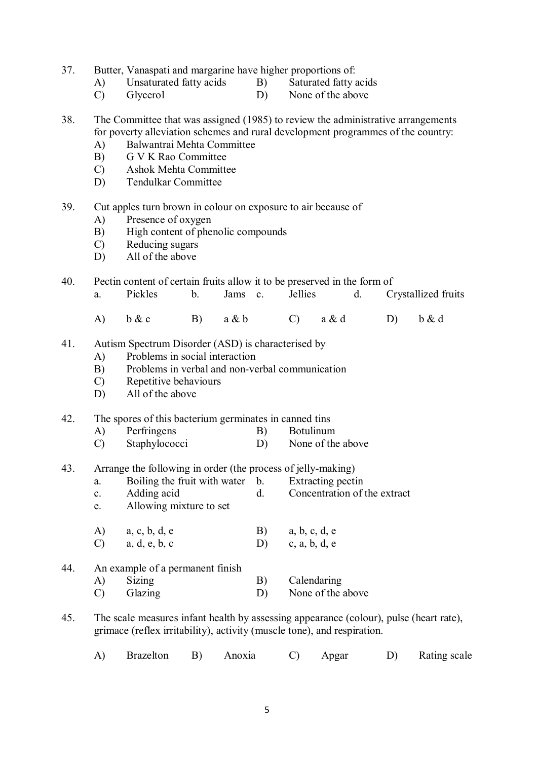37. Butter, Vanaspati and margarine have higher proportions of:
    A) Unsaturated fatty acids    B) Saturated fatty acids
    C) Glycerol    D) None of the above

38. The Committee that was assigned (1985) to review the administrative arrangements for poverty alleviation schemes and rural development programmes of the country:
    A) Balwantrai Mehta Committee
    B) G V K Rao Committee
    C) Ashok Mehta Committee
    D) Tendulkar Committee

39. Cut apples turn brown in colour on exposure to air because of
    A) Presence of oxygen
    B) High content of phenolic compounds
    C) Reducing sugars
    D) All of the above

40. Pectin content of certain fruits allow it to be preserved in the form of
    a. Pickles    b. Jams    c. Jellies    d. Crystallized fruits

    A) b & c    B) a & b    C) a & d    D) b & d

41. Autism Spectrum Disorder (ASD) is characterised by
    A) Problems in social interaction
    B) Problems in verbal and non-verbal communication
    C) Repetitive behaviours
    D) All of the above

42. The spores of this bacterium germinates in canned tins
    A) Perfringens    B) Botulinum
    C) Staphylococci    D) None of the above

43. Arrange the following in order (the process of jelly-making)
    a. Boiling the fruit with water    b. Extracting pectin
    c. Adding acid    d. Concentration of the extract
    e. Allowing mixture to set

    A) a, c, b, d, e    B) a, b, c, d, e
    C) a, d, e, b, c    D) c, a, b, d, e

44. An example of a permanent finish
    A) Sizing    B) Calendaring
    C) Glazing    D) None of the above

45. The scale measures infant health by assessing appearance (colour), pulse (heart rate), grimace (reflex irritability), activity (muscle tone), and respiration.

    A) Brazelton    B) Anoxia    C) Apgar    D) Rating scale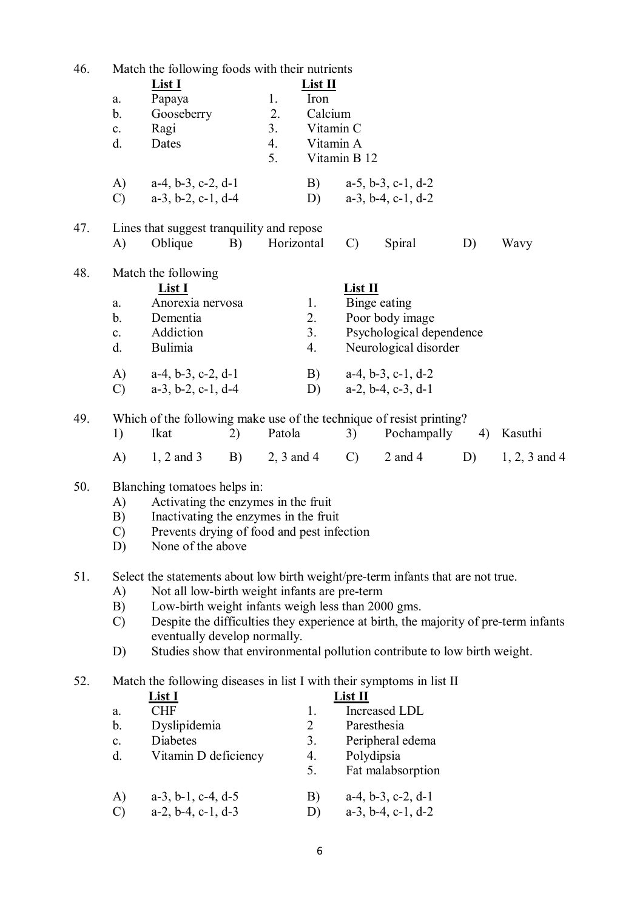46. Match the following foods with their nutrients

| | List I | | List II |
|---|---|---|---|
| a. | Papaya | 1. | Iron |
| b. | Gooseberry | 2. | Calcium |
| c. | Ragi | 3. | Vitamin C |
| d. | Dates | 4. | Vitamin A |
| | | 5. | Vitamin B 12 |

A) a-4, b-3, c-2, d-1 B) a-5, b-3, c-1, d-2
C) a-3, b-2, c-1, d-4 D) a-3, b-4, c-1, d-2

47. Lines that suggest tranquility and repose
A) Oblique B) Horizontal C) Spiral D) Wavy

48. Match the following

| | List I | | List II |
|---|---|---|---|
| a. | Anorexia nervosa | 1. | Binge eating |
| b. | Dementia | 2. | Poor body image |
| c. | Addiction | 3. | Psychological dependence |
| d. | Bulimia | 4. | Neurological disorder |

A) a-4, b-3, c-2, d-1 B) a-4, b-3, c-1, d-2
C) a-3, b-2, c-1, d-4 D) a-2, b-4, c-3, d-1

49. Which of the following make use of the technique of resist printing?
1) Ikat 2) Patola 3) Pochampally 4) Kasuthi

A) 1, 2 and 3 B) 2, 3 and 4 C) 2 and 4 D) 1, 2, 3 and 4

50. Blanching tomatoes helps in:
A) Activating the enzymes in the fruit
B) Inactivating the enzymes in the fruit
C) Prevents drying of food and pest infection
D) None of the above

51. Select the statements about low birth weight/pre-term infants that are not true.
A) Not all low-birth weight infants are pre-term
B) Low-birth weight infants weigh less than 2000 gms.
C) Despite the difficulties they experience at birth, the majority of pre-term infants eventually develop normally.
D) Studies show that environmental pollution contribute to low birth weight.

52. Match the following diseases in list I with their symptoms in list II

| | List I | | List II |
|---|---|---|---|
| a. | CHF | 1. | Increased LDL |
| b. | Dyslipidemia | 2 | Paresthesia |
| c. | Diabetes | 3. | Peripheral edema |
| d. | Vitamin D deficiency | 4. | Polydipsia |
| | | 5. | Fat malabsorption |

A) a-3, b-1, c-4, d-5 B) a-4, b-3, c-2, d-1
C) a-2, b-4, c-1, d-3 D) a-3, b-4, c-1, d-2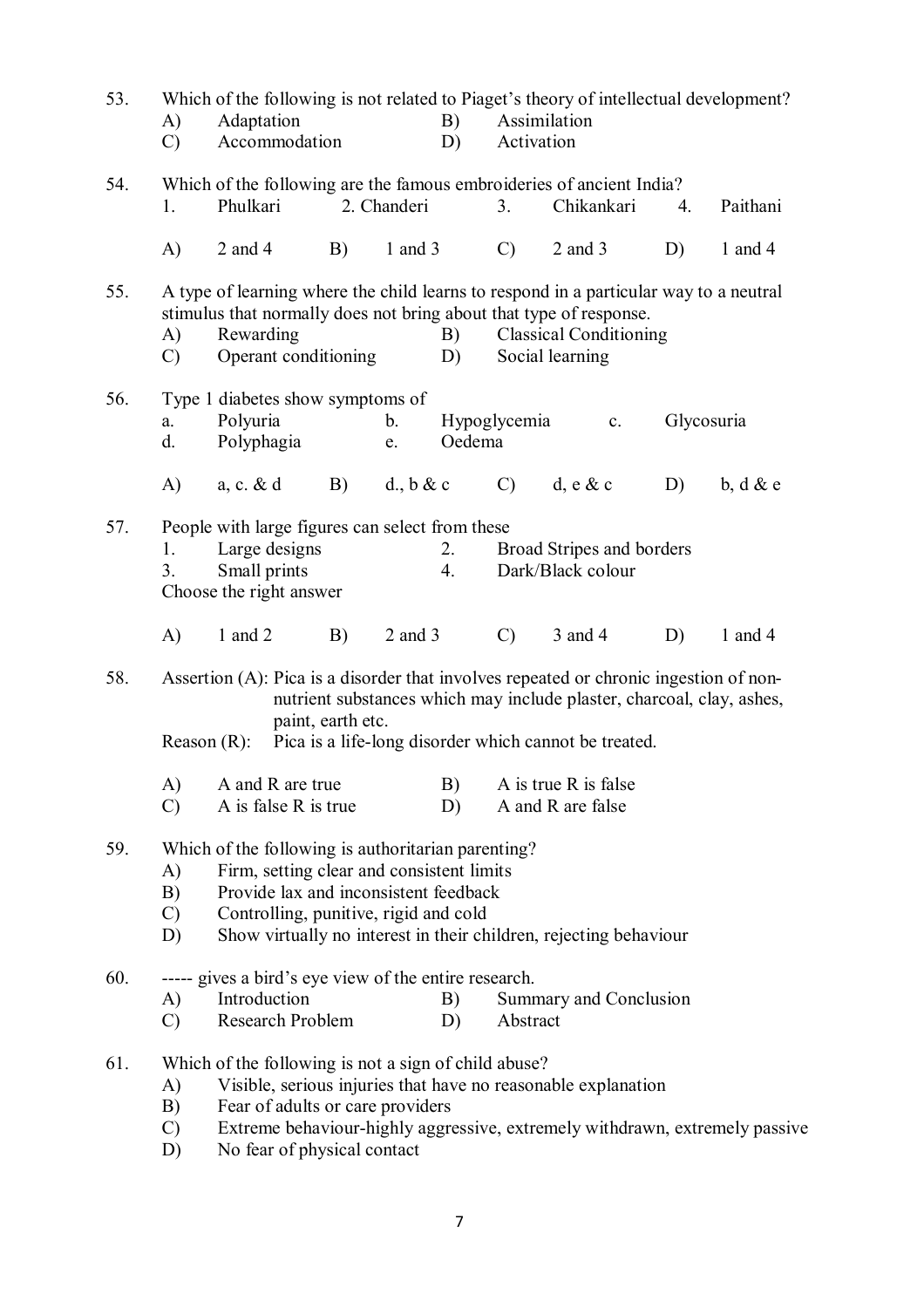53. Which of the following is not related to Piaget's theory of intellectual development?

A) Adaptation B) Assimilation
C) Accommodation D) Activation

54. Which of the following are the famous embroideries of ancient India?

1. Phulkari 2. Chanderi 3. Chikankari 4. Paithani

A) 2 and 4 B) 1 and 3 C) 2 and 3 D) 1 and 4

55. A type of learning where the child learns to respond in a particular way to a neutral stimulus that normally does not bring about that type of response.

A) Rewarding B) Classical Conditioning
C) Operant conditioning D) Social learning

56. Type 1 diabetes show symptoms of

a. Polyuria b. Hypoglycemia c. Glycosuria
d. Polyphagia e. Oedema

A) a, c. & d B) d., b & c C) d, e & c D) b, d & e

57. People with large figures can select from these

1. Large designs 2. Broad Stripes and borders
3. Small prints 4. Dark/Black colour

Choose the right answer

A) 1 and 2 B) 2 and 3 C) 3 and 4 D) 1 and 4

58. Assertion (A): Pica is a disorder that involves repeated or chronic ingestion of non-nutrient substances which may include plaster, charcoal, clay, ashes, paint, earth etc.

Reason (R): Pica is a life-long disorder which cannot be treated.

A) A and R are true B) A is true R is false
C) A is false R is true D) A and R are false

59. Which of the following is authoritarian parenting?

A) Firm, setting clear and consistent limits
B) Provide lax and inconsistent feedback
C) Controlling, punitive, rigid and cold
D) Show virtually no interest in their children, rejecting behaviour

60. ----- gives a bird's eye view of the entire research.

A) Introduction B) Summary and Conclusion
C) Research Problem D) Abstract

61. Which of the following is not a sign of child abuse?

A) Visible, serious injuries that have no reasonable explanation
B) Fear of adults or care providers
C) Extreme behaviour-highly aggressive, extremely withdrawn, extremely passive
D) No fear of physical contact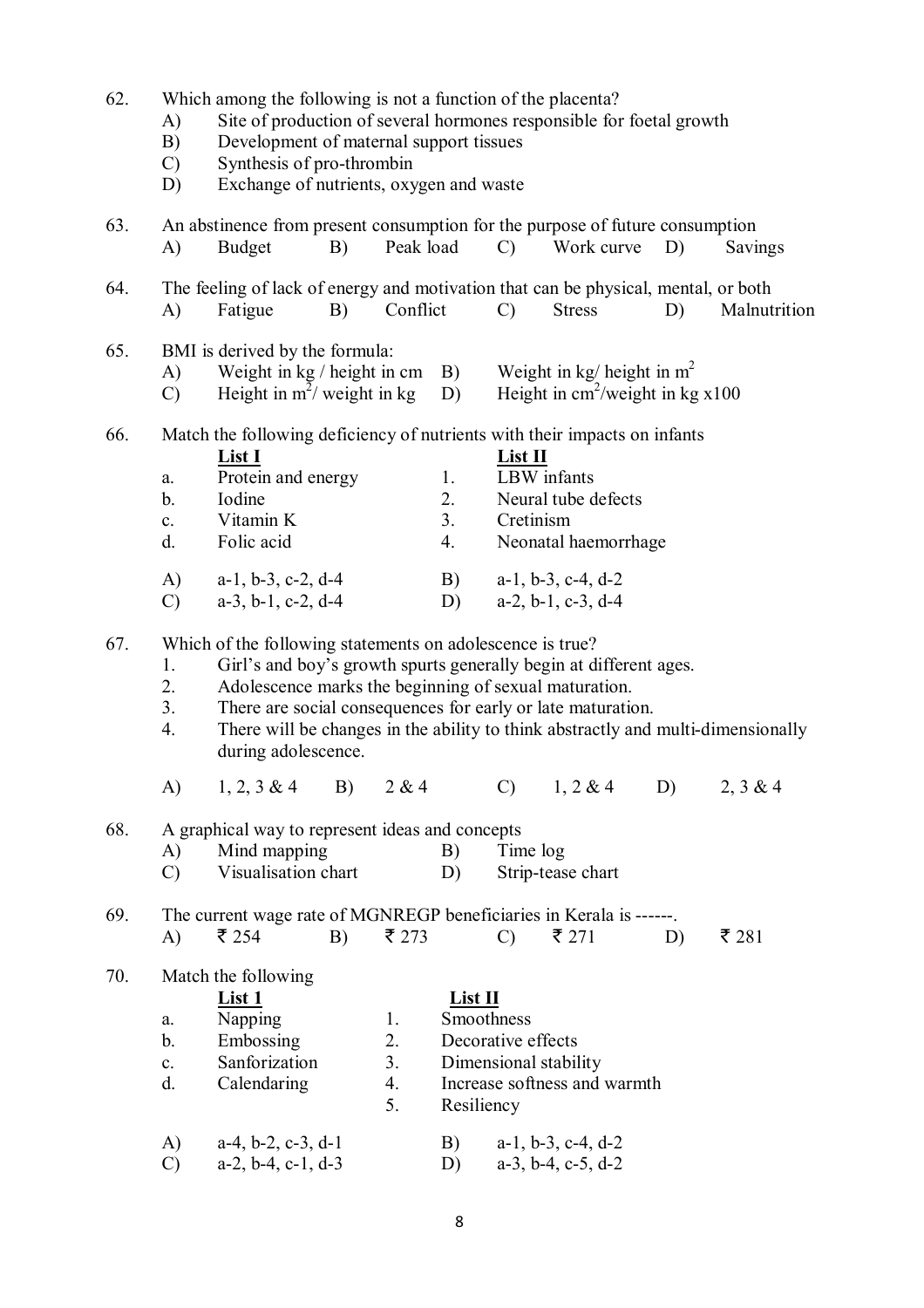62. Which among the following is not a function of the placenta?
   - A) Site of production of several hormones responsible for foetal growth
   - B) Development of maternal support tissues
   - C) Synthesis of pro-thrombin
   - D) Exchange of nutrients, oxygen and waste

63. An abstinence from present consumption for the purpose of future consumption
   - A) Budget
   - B) Peak load
   - C) Work curve
   - D) Savings

64. The feeling of lack of energy and motivation that can be physical, mental, or both
   - A) Fatigue
   - B) Conflict
   - C) Stress
   - D) Malnutrition

65. BMI is derived by the formula:
   - A) Weight in kg / height in cm
   - B) Weight in kg/ height in $m^2$
   - C) Height in $m^2$/ weight in kg
   - D) Height in $cm^2$/weight in kg x100

66. Match the following deficiency of nutrients with their impacts on infants

| | List I | | List II |
|---|---|---|---|
| a. | Protein and energy | 1. | LBW infants |
| b. | Iodine | 2. | Neural tube defects |
| c. | Vitamin K | 3. | Cretinism |
| d. | Folic acid | 4. | Neonatal haemorrhage |

   - A) a-1, b-3, c-2, d-4
   - B) a-1, b-3, c-4, d-2
   - C) a-3, b-1, c-2, d-4
   - D) a-2, b-1, c-3, d-4

67. Which of the following statements on adolescence is true?
   1. Girl's and boy's growth spurts generally begin at different ages.
   2. Adolescence marks the beginning of sexual maturation.
   3. There are social consequences for early or late maturation.
   4. There will be changes in the ability to think abstractly and multi-dimensionally during adolescence.

   - A) 1, 2, 3 & 4
   - B) 2 & 4
   - C) 1, 2 & 4
   - D) 2, 3 & 4

68. A graphical way to represent ideas and concepts
   - A) Mind mapping
   - B) Time log
   - C) Visualisation chart
   - D) Strip-tease chart

69. The current wage rate of MGNREGP beneficiaries in Kerala is ------.
   - A) ₹ 254
   - B) ₹ 273
   - C) ₹ 271
   - D) ₹ 281

70. Match the following

| | List 1 | | List II |
|---|---|---|---|
| a. | Napping | 1. | Smoothness |
| b. | Embossing | 2. | Decorative effects |
| c. | Sanforization | 3. | Dimensional stability |
| d. | Calendaring | 4. | Increase softness and warmth |
| | | 5. | Resiliency |

   - A) a-4, b-2, c-3, d-1
   - B) a-1, b-3, c-4, d-2
   - C) a-2, b-4, c-1, d-3
   - D) a-3, b-4, c-5, d-2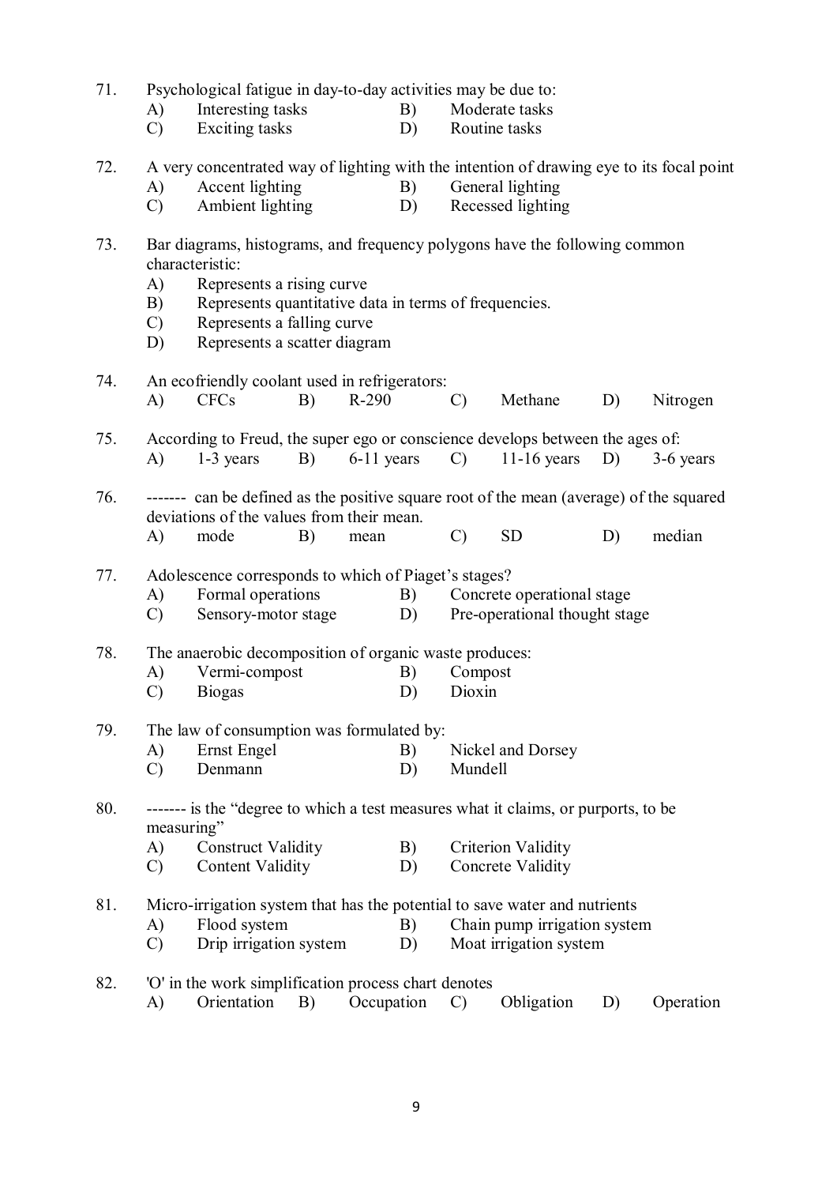71. Psychological fatigue in day-to-day activities may be due to:
    A) Interesting tasks B) Moderate tasks
    C) Exciting tasks D) Routine tasks

72. A very concentrated way of lighting with the intention of drawing eye to its focal point
    A) Accent lighting B) General lighting
    C) Ambient lighting D) Recessed lighting

73. Bar diagrams, histograms, and frequency polygons have the following common characteristic:
    A) Represents a rising curve
    B) Represents quantitative data in terms of frequencies.
    C) Represents a falling curve
    D) Represents a scatter diagram

74. An ecofriendly coolant used in refrigerators:
    A) CFCs B) R-290 C) Methane D) Nitrogen

75. According to Freud, the super ego or conscience develops between the ages of:
    A) 1-3 years B) 6-11 years C) 11-16 years D) 3-6 years

76. ------- can be defined as the positive square root of the mean (average) of the squared deviations of the values from their mean.
    A) mode B) mean C) SD D) median

77. Adolescence corresponds to which of Piaget's stages?
    A) Formal operations B) Concrete operational stage
    C) Sensory-motor stage D) Pre-operational thought stage

78. The anaerobic decomposition of organic waste produces:
    A) Vermi-compost B) Compost
    C) Biogas D) Dioxin

79. The law of consumption was formulated by:
    A) Ernst Engel B) Nickel and Dorsey
    C) Denmann D) Mundell

80. ------- is the "degree to which a test measures what it claims, or purports, to be measuring"
    A) Construct Validity B) Criterion Validity
    C) Content Validity D) Concrete Validity

81. Micro-irrigation system that has the potential to save water and nutrients
    A) Flood system B) Chain pump irrigation system
    C) Drip irrigation system D) Moat irrigation system

82. 'O' in the work simplification process chart denotes
    A) Orientation B) Occupation C) Obligation D) Operation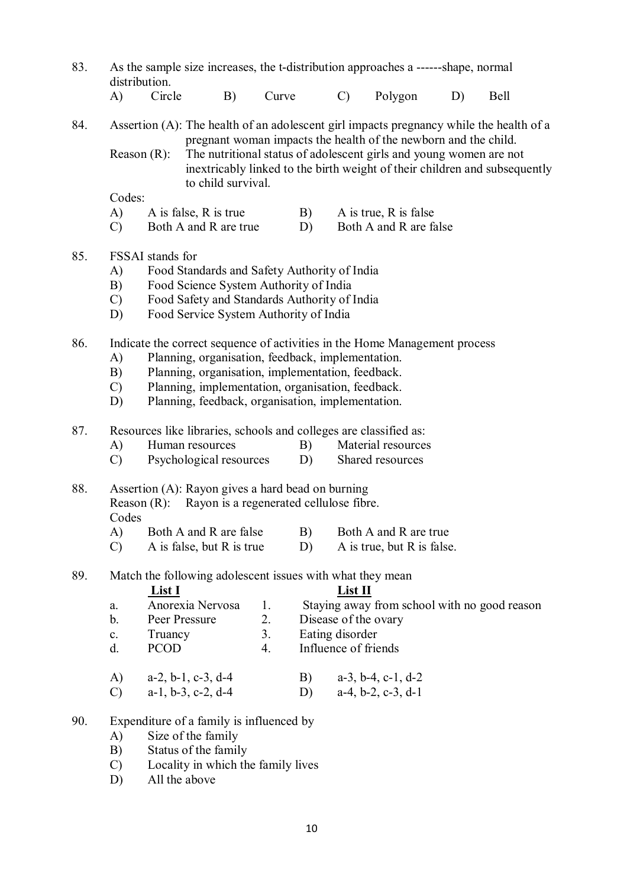83. As the sample size increases, the t-distribution approaches a ------shape, normal distribution.

A) Circle B) Curve C) Polygon D) Bell

84. Assertion (A): The health of an adolescent girl impacts pregnancy while the health of a pregnant woman impacts the health of the newborn and the child.

Reason (R): The nutritional status of adolescent girls and young women are not inextricably linked to the birth weight of their children and subsequently to child survival.

Codes:

A) A is false, R is true  B) A is true, R is false
C) Both A and R are true  D) Both A and R are false

85. FSSAI stands for

A) Food Standards and Safety Authority of India
B) Food Science System Authority of India
C) Food Safety and Standards Authority of India
D) Food Service System Authority of India

86. Indicate the correct sequence of activities in the Home Management process

A) Planning, organisation, feedback, implementation.
B) Planning, organisation, implementation, feedback.
C) Planning, implementation, organisation, feedback.
D) Planning, feedback, organisation, implementation.

87. Resources like libraries, schools and colleges are classified as:

A) Human resources  B) Material resources
C) Psychological resources  D) Shared resources

88. Assertion (A): Rayon gives a hard bead on burning

Reason (R): Rayon is a regenerated cellulose fibre.

Codes

A) Both A and R are false  B) Both A and R are true
C) A is false, but R is true  D) A is true, but R is false.

89. Match the following adolescent issues with what they mean

| | List I | | List II |
|---|---|---|---|
| a. | Anorexia Nervosa | 1. | Staying away from school with no good reason |
| b. | Peer Pressure | 2. | Disease of the ovary |
| c. | Truancy | 3. | Eating disorder |
| d. | PCOD | 4. | Influence of friends |

A) a-2, b-1, c-3, d-4  B) a-3, b-4, c-1, d-2
C) a-1, b-3, c-2, d-4  D) a-4, b-2, c-3, d-1

90. Expenditure of a family is influenced by

A) Size of the family
B) Status of the family
C) Locality in which the family lives
D) All the above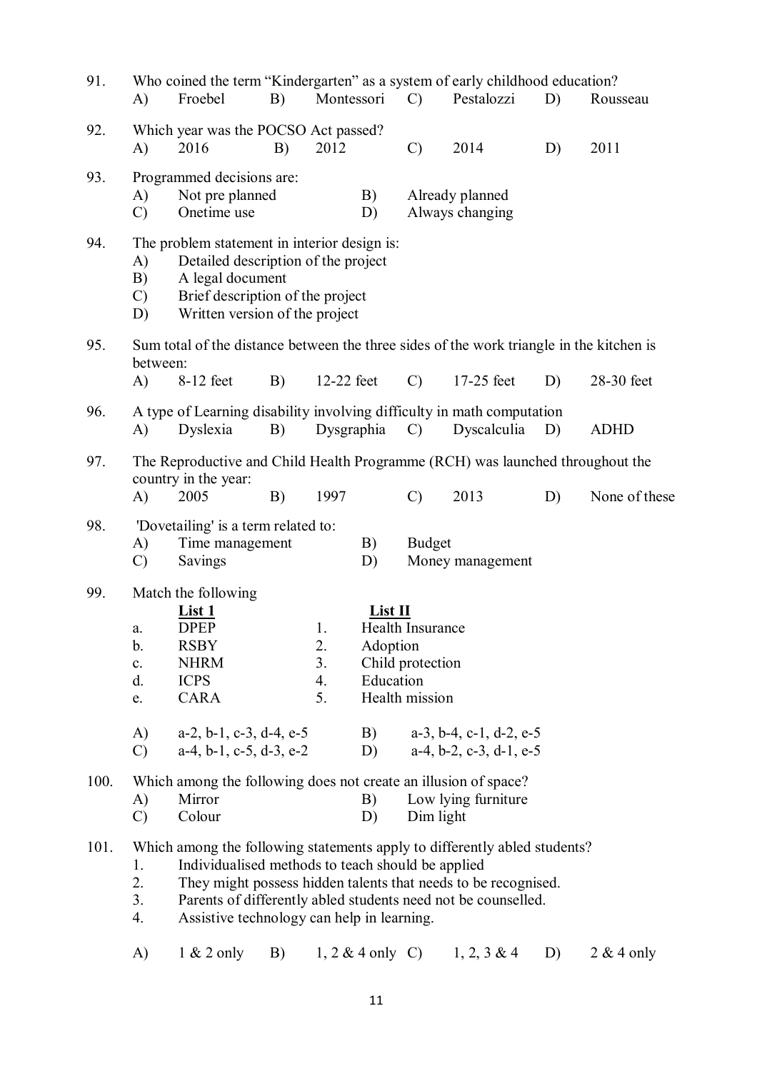91. Who coined the term "Kindergarten" as a system of early childhood education?

A) Froebel B) Montessori C) Pestalozzi D) Rousseau

92. Which year was the POCSO Act passed?

A) 2016 B) 2012 C) 2014 D) 2011

93. Programmed decisions are:

A) Not pre planned B) Already planned
C) Onetime use D) Always changing

94. The problem statement in interior design is:

A) Detailed description of the project
B) A legal document
C) Brief description of the project
D) Written version of the project

95. Sum total of the distance between the three sides of the work triangle in the kitchen is between:

A) 8-12 feet B) 12-22 feet C) 17-25 feet D) 28-30 feet

96. A type of Learning disability involving difficulty in math computation

A) Dyslexia B) Dysgraphia C) Dyscalculia D) ADHD

97. The Reproductive and Child Health Programme (RCH) was launched throughout the country in the year:

A) 2005 B) 1997 C) 2013 D) None of these

98. 'Dovetailing' is a term related to:

A) Time management B) Budget
C) Savings D) Money management

99. Match the following

| | List 1 | | List II |
|---|---|---|---|
| a. | DPEP | 1. | Health Insurance |
| b. | RSBY | 2. | Adoption |
| c. | NHRM | 3. | Child protection |
| d. | ICPS | 4. | Education |
| e. | CARA | 5. | Health mission |

A) a-2, b-1, c-3, d-4, e-5 B) a-3, b-4, c-1, d-2, e-5
C) a-4, b-1, c-5, d-3, e-2 D) a-4, b-2, c-3, d-1, e-5

100. Which among the following does not create an illusion of space?

A) Mirror B) Low lying furniture
C) Colour D) Dim light

101. Which among the following statements apply to differently abled students?

1. Individualised methods to teach should be applied
2. They might possess hidden talents that needs to be recognised.
3. Parents of differently abled students need not be counselled.
4. Assistive technology can help in learning.

A) 1 & 2 only B) 1, 2 & 4 only C) 1, 2, 3 & 4 D) 2 & 4 only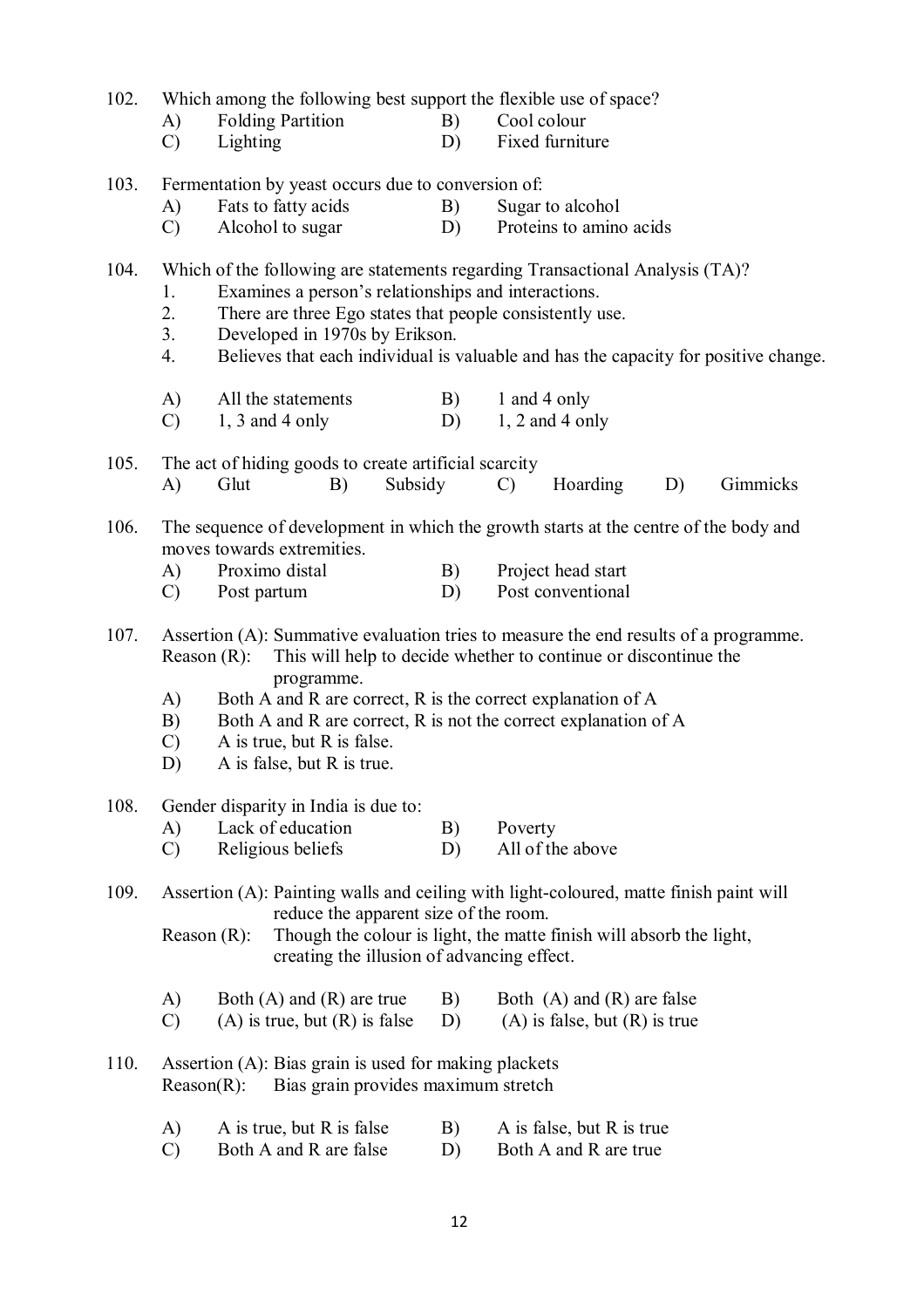102. Which among the following best support the flexible use of space?

   A) Folding Partition  B) Cool colour
   C) Lighting  D) Fixed furniture

103. Fermentation by yeast occurs due to conversion of:

   A) Fats to fatty acids  B) Sugar to alcohol
   C) Alcohol to sugar  D) Proteins to amino acids

104. Which of the following are statements regarding Transactional Analysis (TA)?

   1. Examines a person's relationships and interactions.
   2. There are three Ego states that people consistently use.
   3. Developed in 1970s by Erikson.
   4. Believes that each individual is valuable and has the capacity for positive change.

   A) All the statements  B) 1 and 4 only
   C) 1, 3 and 4 only  D) 1, 2 and 4 only

105. The act of hiding goods to create artificial scarcity

   A) Glut  B) Subsidy  C) Hoarding  D) Gimmicks

106. The sequence of development in which the growth starts at the centre of the body and moves towards extremities.

   A) Proximo distal  B) Project head start
   C) Post partum  D) Post conventional

107. Assertion (A): Summative evaluation tries to measure the end results of a programme.
   Reason (R): This will help to decide whether to continue or discontinue the programme.

   A) Both A and R are correct, R is the correct explanation of A
   B) Both A and R are correct, R is not the correct explanation of A
   C) A is true, but R is false.
   D) A is false, but R is true.

108. Gender disparity in India is due to:

   A) Lack of education  B) Poverty
   C) Religious beliefs  D) All of the above

109. Assertion (A): Painting walls and ceiling with light-coloured, matte finish paint will reduce the apparent size of the room.
   Reason (R): Though the colour is light, the matte finish will absorb the light, creating the illusion of advancing effect.

   A) Both (A) and (R) are true  B) Both (A) and (R) are false
   C) (A) is true, but (R) is false  D) (A) is false, but (R) is true

110. Assertion (A): Bias grain is used for making plackets
   Reason(R): Bias grain provides maximum stretch

   A) A is true, but R is false  B) A is false, but R is true
   C) Both A and R are false  D) Both A and R are true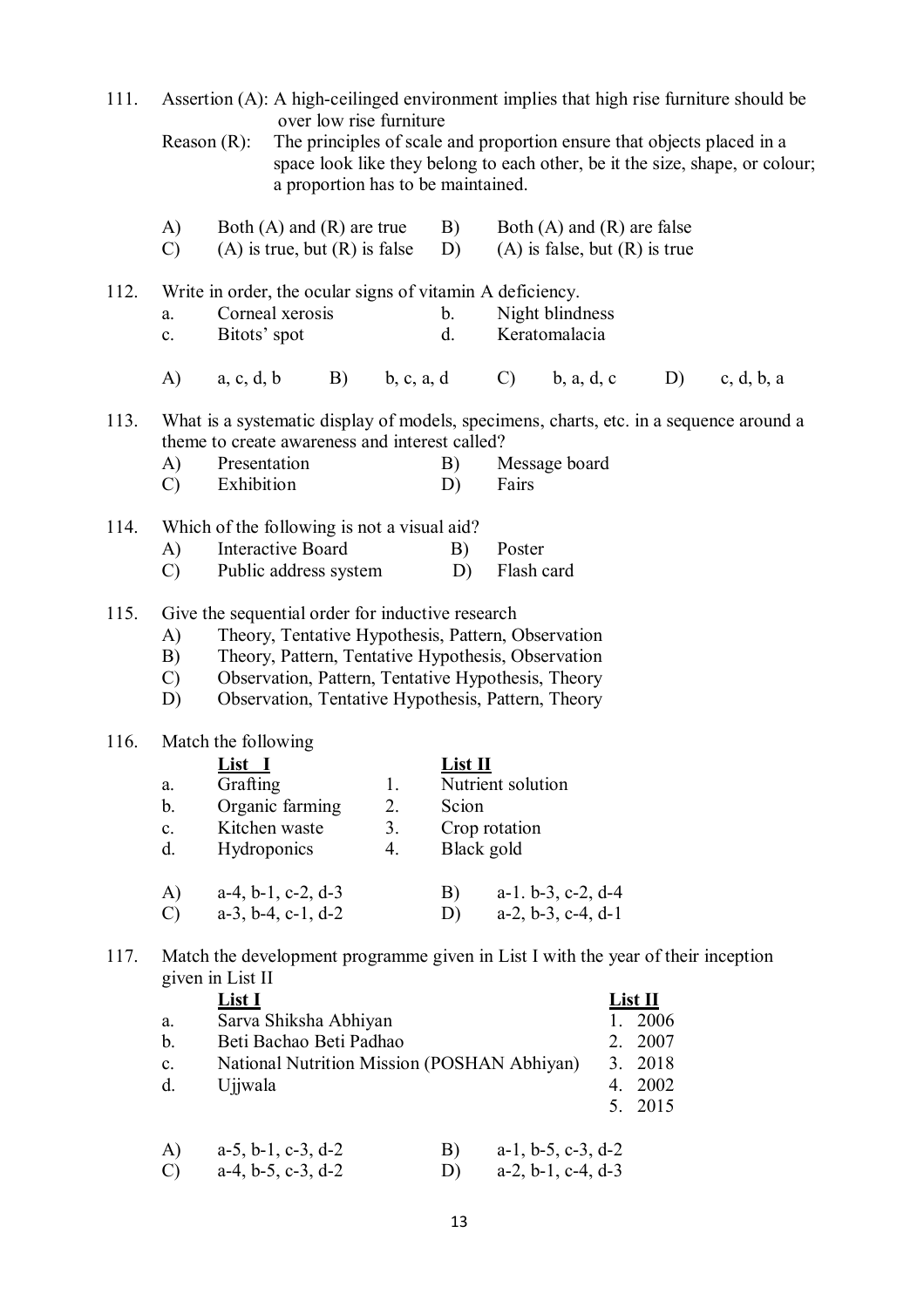111. Assertion (A): A high-ceilinged environment implies that high rise furniture should be over low rise furniture

Reason (R): The principles of scale and proportion ensure that objects placed in a space look like they belong to each other, be it the size, shape, or colour; a proportion has to be maintained.

A) Both (A) and (R) are true  B) Both (A) and (R) are false
C) (A) is true, but (R) is false  D) (A) is false, but (R) is true

112. Write in order, the ocular signs of vitamin A deficiency.

a. Corneal xerosis  b. Night blindness
c. Bitots' spot  d. Keratomalacia

A) a, c, d, b  B) b, c, a, d  C) b, a, d, c  D) c, d, b, a

113. What is a systematic display of models, specimens, charts, etc. in a sequence around a theme to create awareness and interest called?

A) Presentation  B) Message board
C) Exhibition  D) Fairs

114. Which of the following is not a visual aid?

A) Interactive Board  B) Poster
C) Public address system  D) Flash card

115. Give the sequential order for inductive research

A) Theory, Tentative Hypothesis, Pattern, Observation
B) Theory, Pattern, Tentative Hypothesis, Observation
C) Observation, Pattern, Tentative Hypothesis, Theory
D) Observation, Tentative Hypothesis, Pattern, Theory

116. Match the following

| | List I | | List II |
|---|---|---|---|
| a. | Grafting | 1. | Nutrient solution |
| b. | Organic farming | 2. | Scion |
| c. | Kitchen waste | 3. | Crop rotation |
| d. | Hydroponics | 4. | Black gold |

A) a-4, b-1, c-2, d-3  B) a-1. b-3, c-2, d-4
C) a-3, b-4, c-1, d-2  D) a-2, b-3, c-4, d-1

117. Match the development programme given in List I with the year of their inception given in List II

| | List I | List II |
|---|---|---|
| a. | Sarva Shiksha Abhiyan | 1. 2006 |
| b. | Beti Bachao Beti Padhao | 2. 2007 |
| c. | National Nutrition Mission (POSHAN Abhiyan) | 3. 2018 |
| d. | Ujjwala | 4. 2002 |
| | | 5. 2015 |

A) a-5, b-1, c-3, d-2  B) a-1, b-5, c-3, d-2
C) a-4, b-5, c-3, d-2  D) a-2, b-1, c-4, d-3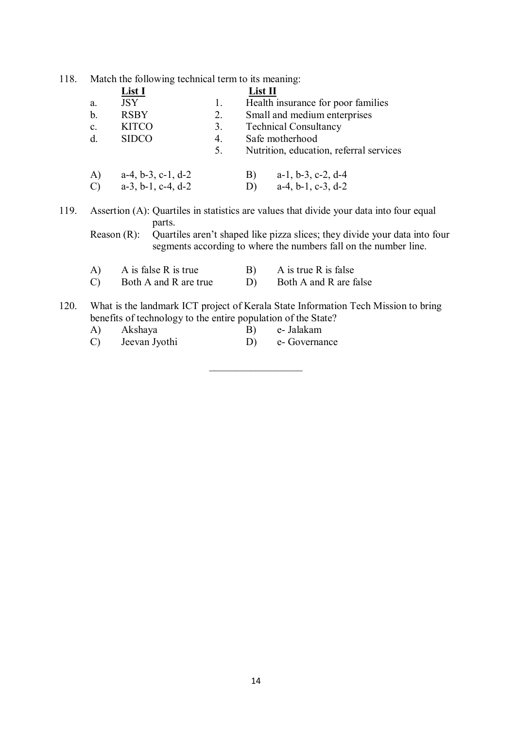118. Match the following technical term to its meaning:

| | List I | | List II |
|---|---|---|---|
| a. | JSY | 1. | Health insurance for poor families |
| b. | RSBY | 2. | Small and medium enterprises |
| c. | KITCO | 3. | Technical Consultancy |
| d. | SIDCO | 4. | Safe motherhood |
| | | 5. | Nutrition, education, referral services |

A) a-4, b-3, c-1, d-2 B) a-1, b-3, c-2, d-4
C) a-3, b-1, c-4, d-2 D) a-4, b-1, c-3, d-2

119. Assertion (A): Quartiles in statistics are values that divide your data into four equal parts.
Reason (R): Quartiles aren't shaped like pizza slices; they divide your data into four segments according to where the numbers fall on the number line.

A) A is false R is true B) A is true R is false
C) Both A and R are true D) Both A and R are false

120. What is the landmark ICT project of Kerala State Information Tech Mission to bring benefits of technology to the entire population of the State?

A) Akshaya B) e- Jalakam
C) Jeevan Jyothi D) e- Governance

\_\_\_\_\_\_\_\_\_\_\_\_\_\_\_\_\_\_